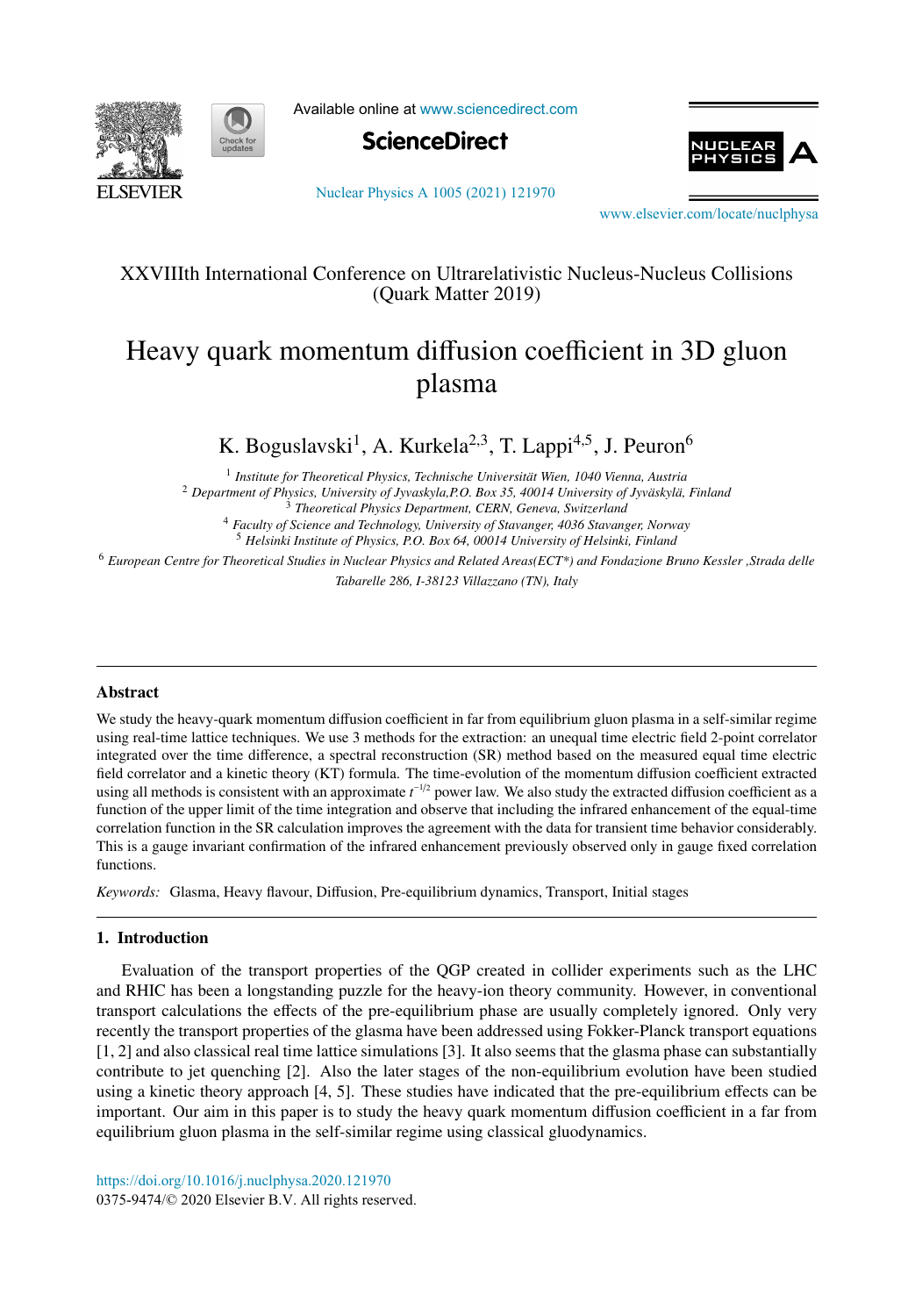XXVIIIth International Conference on Ultrarelativistic Nucleus-Nucleus Collisions
(Quark Matter 2019)

# Heavy quark momentum diffusion coefficient in 3D gluon plasma

K. Boguslavski[1], A. Kurkela[2,3], T. Lappi[4,5], J. Peuron[6]

[1] *Institute for Theoretical Physics, Technische Universität Wien, 1040 Vienna, Austria*
[2] *Department of Physics, University of Jyvaskyla,P.O. Box 35, 40014 University of Jyväskylä, Finland*
[3] *Theoretical Physics Department, CERN, Geneva, Switzerland*
[4] *Faculty of Science and Technology, University of Stavanger, 4036 Stavanger, Norway*
[5] *Helsinki Institute of Physics, P.O. Box 64, 00014 University of Helsinki, Finland*
[6] *European Centre for Theoretical Studies in Nuclear Physics and Related Areas(ECT\*) and Fondazione Bruno Kessler ,Strada delle Tabarelle 286, I-38123 Villazzano (TN), Italy*

## Abstract

We study the heavy-quark momentum diffusion coefficient in far from equilibrium gluon plasma in a self-similar regime using real-time lattice techniques. We use 3 methods for the extraction: an unequal time electric field 2-point correlator integrated over the time difference, a spectral reconstruction (SR) method based on the measured equal time electric field correlator and a kinetic theory (KT) formula. The time-evolution of the momentum diffusion coefficient extracted using all methods is consistent with an approximate $t^{-1/2}$ power law. We also study the extracted diffusion coefficient as a function of the upper limit of the time integration and observe that including the infrared enhancement of the equal-time correlation function in the SR calculation improves the agreement with the data for transient time behavior considerably. This is a gauge invariant confirmation of the infrared enhancement previously observed only in gauge fixed correlation functions.

*Keywords:* Glasma, Heavy flavour, Diffusion, Pre-equilibrium dynamics, Transport, Initial stages

## 1. Introduction

Evaluation of the transport properties of the QGP created in collider experiments such as the LHC and RHIC has been a longstanding puzzle for the heavy-ion theory community. However, in conventional transport calculations the effects of the pre-equilibrium phase are usually completely ignored. Only very recently the transport properties of the glasma have been addressed using Fokker-Planck transport equations [1, 2] and also classical real time lattice simulations [3]. It also seems that the glasma phase can substantially contribute to jet quenching [2]. Also the later stages of the non-equilibrium evolution have been studied using a kinetic theory approach [4, 5]. These studies have indicated that the pre-equilibrium effects can be important. Our aim in this paper is to study the heavy quark momentum diffusion coefficient in a far from equilibrium gluon plasma in the self-similar regime using classical gluodynamics.

https://doi.org/10.1016/j.nuclphysa.2020.121970
0375-9474/© 2020 Elsevier B.V. All rights reserved.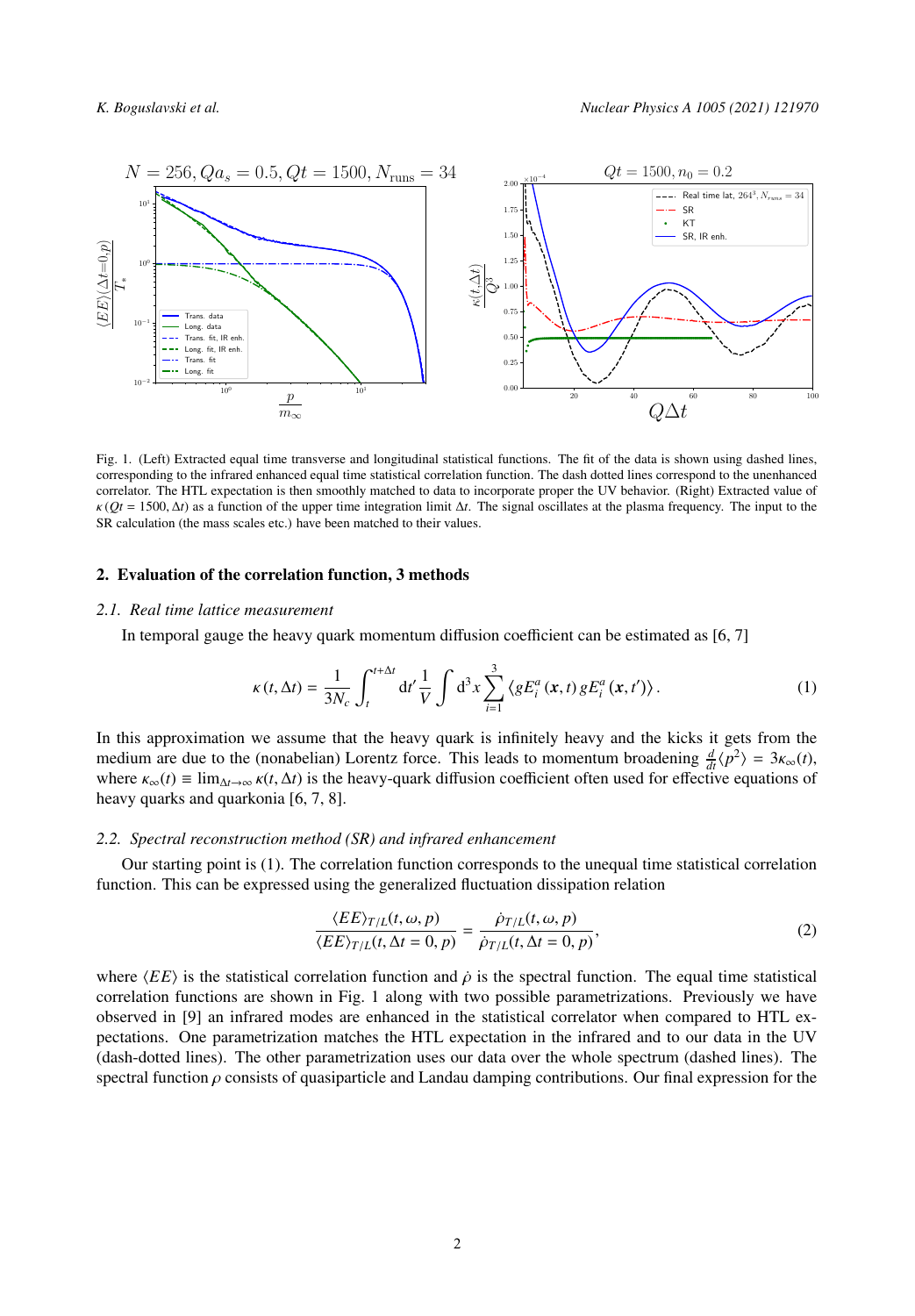Fig. 1. (Left) Extracted equal time transverse and longitudinal statistical functions. The fit of the data is shown using dashed lines, corresponding to the infrared enhanced equal time statistical correlation function. The dash dotted lines correspond to the unenhanced correlator. The HTL expectation is then smoothly matched to data to incorporate proper the UV behavior. (Right) Extracted value of $\kappa\,(Qt = 1500, \Delta t)$ as a function of the upper time integration limit $\Delta t$. The signal oscillates at the plasma frequency. The input to the SR calculation (the mass scales etc.) have been matched to their values.

## 2. Evaluation of the correlation function, 3 methods

### *2.1. Real time lattice measurement*

In temporal gauge the heavy quark momentum diffusion coefficient can be estimated as [6, 7]

$$\kappa\,(t, \Delta t) = \frac{1}{3N_c} \int_t^{t+\Delta t} \mathrm{d}t' \frac{1}{V} \int \mathrm{d}^3x \sum_{i=1}^{3} \langle gE_i^a\,(\boldsymbol{x}, t)\, gE_i^a\,(\boldsymbol{x}, t')\rangle\,. \tag{1}$$

In this approximation we assume that the heavy quark is infinitely heavy and the kicks it gets from the medium are due to the (nonabelian) Lorentz force. This leads to momentum broadening $\frac{d}{dt}\langle p^2\rangle = 3\kappa_\infty(t)$, where $\kappa_\infty(t) \equiv \lim_{\Delta t\to\infty} \kappa(t, \Delta t)$ is the heavy-quark diffusion coefficient often used for effective equations of heavy quarks and quarkonia [6, 7, 8].

### *2.2. Spectral reconstruction method (SR) and infrared enhancement*

Our starting point is (1). The correlation function corresponds to the unequal time statistical correlation function. This can be expressed using the generalized fluctuation dissipation relation

$$\frac{\langle EE\rangle_{T/L}(t, \omega, p)}{\langle EE\rangle_{T/L}(t, \Delta t = 0, p)} = \frac{\dot{\rho}_{T/L}(t, \omega, p)}{\dot{\rho}_{T/L}(t, \Delta t = 0, p)}, \tag{2}$$

where $\langle EE\rangle$ is the statistical correlation function and $\dot{\rho}$ is the spectral function. The equal time statistical correlation functions are shown in Fig. 1 along with two possible parametrizations. Previously we have observed in [9] an infrared modes are enhanced in the statistical correlator when compared to HTL expectations. One parametrization matches the HTL expectation in the infrared and to our data in the UV (dash-dotted lines). The other parametrization uses our data over the whole spectrum (dashed lines). The spectral function $\rho$ consists of quasiparticle and Landau damping contributions. Our final expression for the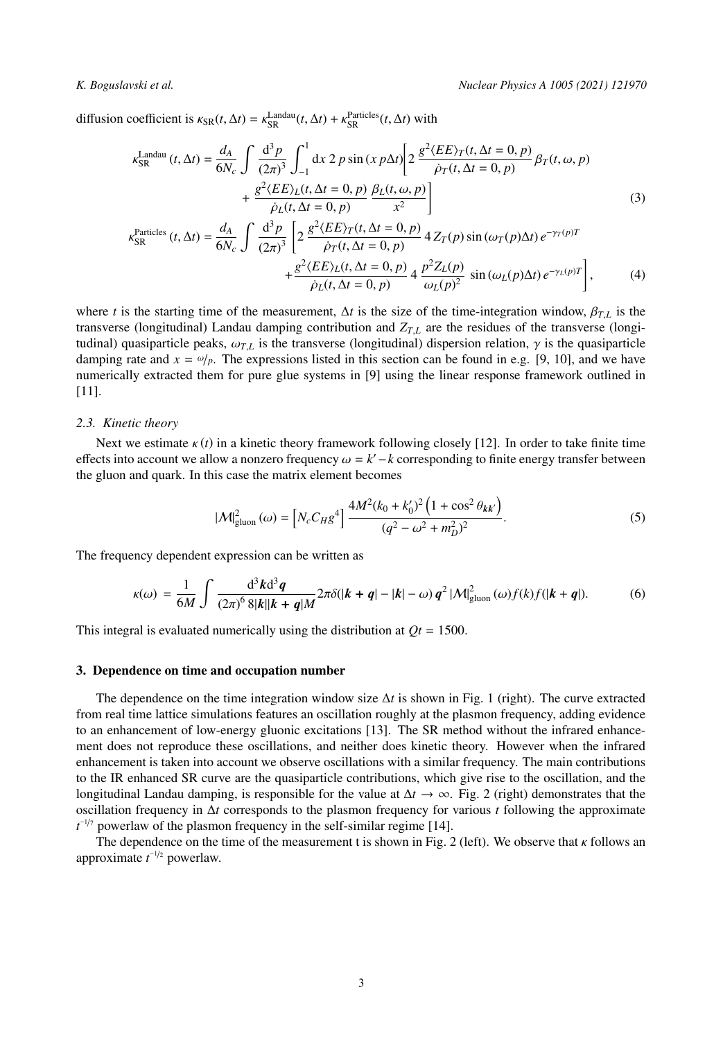diffusion coefficient is $\kappa_{\rm SR}(t,\Delta t) = \kappa_{\rm SR}^{\rm Landau}(t,\Delta t) + \kappa_{\rm SR}^{\rm Particles}(t,\Delta t)$ with

$$
\kappa_{\rm SR}^{\rm Landau}(t,\Delta t) = \frac{d_A}{6N_c}\int \frac{d^3p}{(2\pi)^3}\int_{-1}^{1} dx\, 2\,p\sin(x\,p\Delta t)\left[2\,\frac{g^2\langle EE\rangle_T(t,\Delta t=0,p)}{\dot\rho_T(t,\Delta t=0,p)}\,\beta_T(t,\omega,p) + \frac{g^2\langle EE\rangle_L(t,\Delta t=0,p)}{\dot\rho_L(t,\Delta t=0,p)}\,\frac{\beta_L(t,\omega,p)}{x^2}\right] \tag{3}
$$

$$
\kappa_{\rm SR}^{\rm Particles}(t,\Delta t) = \frac{d_A}{6N_c}\int \frac{d^3p}{(2\pi)^3}\left[2\,\frac{g^2\langle EE\rangle_T(t,\Delta t=0,p)}{\dot\rho_T(t,\Delta t=0,p)}\,4\,Z_T(p)\sin(\omega_T(p)\Delta t)\,e^{-\gamma_T(p)T} + \frac{g^2\langle EE\rangle_L(t,\Delta t=0,p)}{\dot\rho_L(t,\Delta t=0,p)}\,4\,\frac{p^2 Z_L(p)}{\omega_L(p)^2}\,\sin(\omega_L(p)\Delta t)\,e^{-\gamma_L(p)T}\right], \tag{4}
$$

where $t$ is the starting time of the measurement, $\Delta t$ is the size of the time-integration window, $\beta_{T,L}$ is the transverse (longitudinal) Landau damping contribution and $Z_{T,L}$ are the residues of the transverse (longitudinal) quasiparticle peaks, $\omega_{T,L}$ is the transverse (longitudinal) dispersion relation, $\gamma$ is the quasiparticle damping rate and $x = {}^{\omega}\!/_{p}$. The expressions listed in this section can be found in e.g. [9, 10], and we have numerically extracted them for pure glue systems in [9] using the linear response framework outlined in [11].

### 2.3. Kinetic theory

Next we estimate $\kappa(t)$ in a kinetic theory framework following closely [12]. In order to take finite time effects into account we allow a nonzero frequency $\omega = k' - k$ corresponding to finite energy transfer between the gluon and quark. In this case the matrix element becomes

$$
|\mathcal{M}|^2_{\rm gluon}(\omega) = \left[N_c C_H g^4\right]\frac{4M^2(k_0+k_0')^2\left(1+\cos^2\theta_{\boldsymbol{kk'}}\right)}{(q^2-\omega^2+m_D^2)^2}. \tag{5}
$$

The frequency dependent expression can be written as

$$
\kappa(\omega) = \frac{1}{6M}\int \frac{d^3\boldsymbol{k}\,d^3\boldsymbol{q}}{(2\pi)^6\,8|\boldsymbol{k}||\boldsymbol{k}+\boldsymbol{q}|M}2\pi\delta(|\boldsymbol{k}+\boldsymbol{q}|-|\boldsymbol{k}|-\omega)\,\boldsymbol{q}^2\,|\mathcal{M}|^2_{\rm gluon}(\omega)f(k)f(|\boldsymbol{k}+\boldsymbol{q}|). \tag{6}
$$

This integral is evaluated numerically using the distribution at $Qt = 1500$.

## 3. Dependence on time and occupation number

The dependence on the time integration window size $\Delta t$ is shown in Fig. 1 (right). The curve extracted from real time lattice simulations features an oscillation roughly at the plasmon frequency, adding evidence to an enhancement of low-energy gluonic excitations [13]. The SR method without the infrared enhancement does not reproduce these oscillations, and neither does kinetic theory. However when the infrared enhancement is taken into account we observe oscillations with a similar frequency. The main contributions to the IR enhanced SR curve are the quasiparticle contributions, which give rise to the oscillation, and the longitudinal Landau damping, is responsible for the value at $\Delta t \to \infty$. Fig. 2 (right) demonstrates that the oscillation frequency in $\Delta t$ corresponds to the plasmon frequency for various $t$ following the approximate $t^{-1/7}$ powerlaw of the plasmon frequency in the self-similar regime [14].

The dependence on the time of the measurement t is shown in Fig. 2 (left). We observe that $\kappa$ follows an approximate $t^{-1/2}$ powerlaw.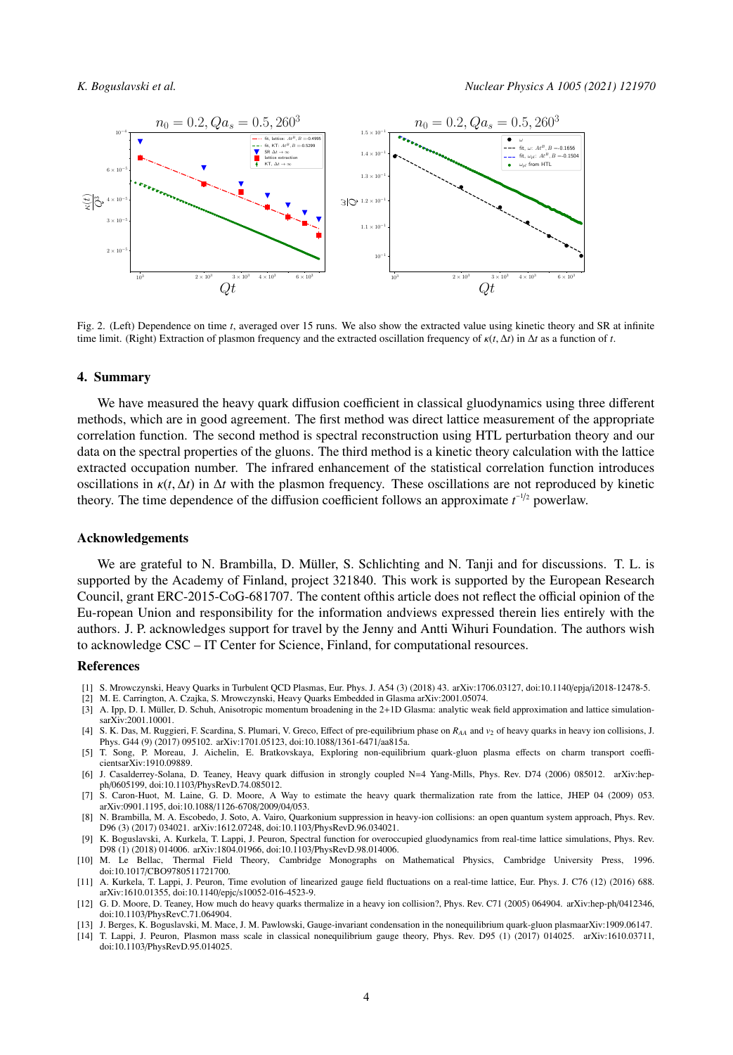$n_0 = 0.2, Qa_s = 0.5, 260^3$

$\frac{\kappa(t)}{Q^3}$

fit, lattice: $At^B$, $B = -0.4995$
fit, KT: $At^B$, $B = -0.5299$
SR $\Delta t \to \infty$
lattice extraction
KT, $\Delta t \to \infty$

$10^{-4}$, $6 \times 10^{-5}$, $4 \times 10^{-5}$, $3 \times 10^{-5}$, $2 \times 10^{-5}$

$10^3$, $2 \times 10^3$, $3 \times 10^3$, $4 \times 10^3$, $6 \times 10^3$

$Qt$

$n_0 = 0.2, Qa_s = 0.5, 260^3$

$\frac{\omega}{Q}$

$\omega$
fit, $\omega$: $At^B$, $B = -0.1656$
fit, $\omega_{pl}$: $At^B$, $B = -0.1504$
$\omega_{pl}$ from HTL

$1.5 \times 10^{-1}$, $1.4 \times 10^{-1}$, $1.3 \times 10^{-1}$, $1.2 \times 10^{-1}$, $1.1 \times 10^{-1}$, $10^{-1}$

$10^3$, $2 \times 10^3$, $3 \times 10^3$, $4 \times 10^3$, $6 \times 10^3$

$Qt$

Fig. 2. (Left) Dependence on time $t$, averaged over 15 runs. We also show the extracted value using kinetic theory and SR at infinite time limit. (Right) Extraction of plasmon frequency and the extracted oscillation frequency of $\kappa(t, \Delta t)$ in $\Delta t$ as a function of $t$.

## 4. Summary

We have measured the heavy quark diffusion coefficient in classical gluodynamics using three different methods, which are in good agreement. The first method was direct lattice measurement of the appropriate correlation function. The second method is spectral reconstruction using HTL perturbation theory and our data on the spectral properties of the gluons. The third method is a kinetic theory calculation with the lattice extracted occupation number. The infrared enhancement of the statistical correlation function introduces oscillations in $\kappa(t, \Delta t)$ in $\Delta t$ with the plasmon frequency. These oscillations are not reproduced by kinetic theory. The time dependence of the diffusion coefficient follows an approximate $t^{-1/2}$ powerlaw.

## Acknowledgements

We are grateful to N. Brambilla, D. Müller, S. Schlichting and N. Tanji and for discussions. T. L. is supported by the Academy of Finland, project 321840. This work is supported by the European Research Council, grant ERC-2015-CoG-681707. The content ofthis article does not reflect the official opinion of the Eu-ropean Union and responsibility for the information andviews expressed therein lies entirely with the authors. J. P. acknowledges support for travel by the Jenny and Antti Wihuri Foundation. The authors wish to acknowledge CSC – IT Center for Science, Finland, for computational resources.

## References

[1] S. Mrowczynski, Heavy Quarks in Turbulent QCD Plasmas, Eur. Phys. J. A54 (3) (2018) 43. arXiv:1706.03127, doi:10.1140/epja/i2018-12478-5.

[2] M. E. Carrington, A. Czajka, S. Mrowczynski, Heavy Quarks Embedded in Glasma arXiv:2001.05074.

[3] A. Ipp, D. I. Müller, D. Schuh, Anisotropic momentum broadening in the 2+1D Glasma: analytic weak field approximation and lattice simulationsarXiv:2001.10001.

[4] S. K. Das, M. Ruggieri, F. Scardina, S. Plumari, V. Greco, Effect of pre-equilibrium phase on $R_{AA}$ and $v_2$ of heavy quarks in heavy ion collisions, J. Phys. G44 (9) (2017) 095102. arXiv:1701.05123, doi:10.1088/1361-6471/aa815a.

[5] T. Song, P. Moreau, J. Aichelin, E. Bratkovskaya, Exploring non-equilibrium quark-gluon plasma effects on charm transport coefficientsarXiv:1910.09889.

[6] J. Casalderrey-Solana, D. Teaney, Heavy quark diffusion in strongly coupled N=4 Yang-Mills, Phys. Rev. D74 (2006) 085012. arXiv:hep-ph/0605199, doi:10.1103/PhysRevD.74.085012.

[7] S. Caron-Huot, M. Laine, G. D. Moore, A Way to estimate the heavy quark thermalization rate from the lattice, JHEP 04 (2009) 053. arXiv:0901.1195, doi:10.1088/1126-6708/2009/04/053.

[8] N. Brambilla, M. A. Escobedo, J. Soto, A. Vairo, Quarkonium suppression in heavy-ion collisions: an open quantum system approach, Phys. Rev. D96 (3) (2017) 034021. arXiv:1612.07248, doi:10.1103/PhysRevD.96.034021.

[9] K. Boguslavski, A. Kurkela, T. Lappi, J. Peuron, Spectral function for overoccupied gluodynamics from real-time lattice simulations, Phys. Rev. D98 (1) (2018) 014006. arXiv:1804.01966, doi:10.1103/PhysRevD.98.014006.

[10] M. Le Bellac, Thermal Field Theory, Cambridge Monographs on Mathematical Physics, Cambridge University Press, 1996. doi:10.1017/CBO9780511721700.

[11] A. Kurkela, T. Lappi, J. Peuron, Time evolution of linearized gauge field fluctuations on a real-time lattice, Eur. Phys. J. C76 (12) (2016) 688. arXiv:1610.01355, doi:10.1140/epjc/s10052-016-4523-9.

[12] G. D. Moore, D. Teaney, How much do heavy quarks thermalize in a heavy ion collision?, Phys. Rev. C71 (2005) 064904. arXiv:hep-ph/0412346, doi:10.1103/PhysRevC.71.064904.

[13] J. Berges, K. Boguslavski, M. Mace, J. M. Pawlowski, Gauge-invariant condensation in the nonequilibrium quark-gluon plasmaarXiv:1909.06147.

[14] T. Lappi, J. Peuron, Plasmon mass scale in classical nonequilibrium gauge theory, Phys. Rev. D95 (1) (2017) 014025. arXiv:1610.03711, doi:10.1103/PhysRevD.95.014025.